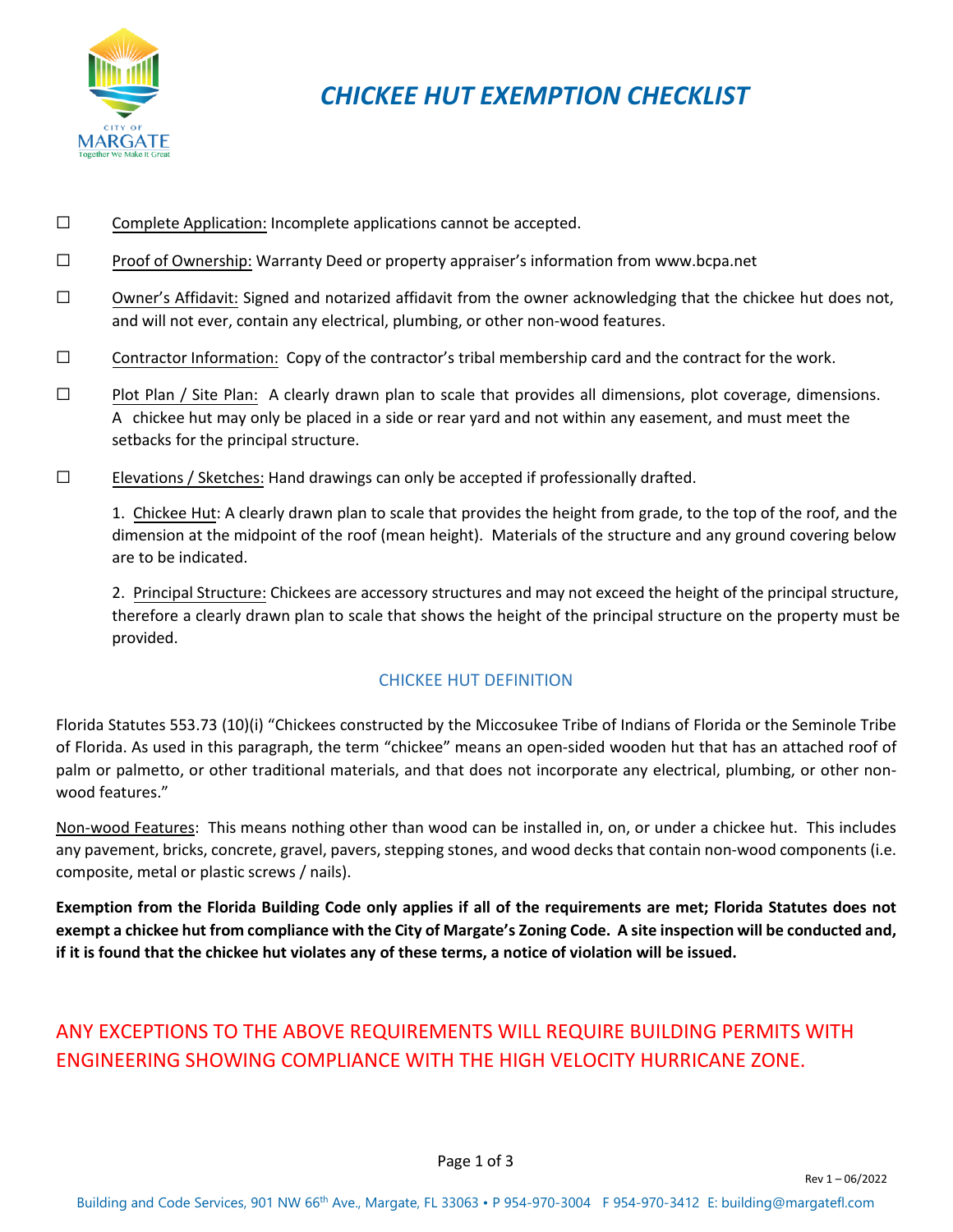# CHICKEE HUT EXEMPTION CHECKLIST

- ☐ Complete Application: Incomplete applications cannot be accepted.
- ☐ Proof of Ownership: Warranty Deed or property appraiser's information from www.bcpa.net
- ☐ Owner's Affidavit: Signed and notarized affidavit from the owner acknowledging that the chickee hut does not, and will not ever, contain any electrical, plumbing, or other non-wood features.
- ☐ Contractor Information: Copy of the contractor's tribal membership card and the contract for the work.
- ☐ Plot Plan / Site Plan: A clearly drawn plan to scale that provides all dimensions, plot coverage, dimensions. A chickee hut may only be placed in a side or rear yard and not within any easement, and must meet the setbacks for the principal structure.
- ☐ Elevations / Sketches: Hand drawings can only be accepted if professionally drafted.

  1. Chickee Hut: A clearly drawn plan to scale that provides the height from grade, to the top of the roof, and the dimension at the midpoint of the roof (mean height). Materials of the structure and any ground covering below are to be indicated.

  2. Principal Structure: Chickees are accessory structures and may not exceed the height of the principal structure, therefore a clearly drawn plan to scale that shows the height of the principal structure on the property must be provided.

## CHICKEE HUT DEFINITION

Florida Statutes 553.73 (10)(i) "Chickees constructed by the Miccosukee Tribe of Indians of Florida or the Seminole Tribe of Florida. As used in this paragraph, the term "chickee" means an open-sided wooden hut that has an attached roof of palm or palmetto, or other traditional materials, and that does not incorporate any electrical, plumbing, or other non-wood features."

Non-wood Features: This means nothing other than wood can be installed in, on, or under a chickee hut. This includes any pavement, bricks, concrete, gravel, pavers, stepping stones, and wood decks that contain non-wood components (i.e. composite, metal or plastic screws / nails).

**Exemption from the Florida Building Code only applies if all of the requirements are met; Florida Statutes does not exempt a chickee hut from compliance with the City of Margate's Zoning Code. A site inspection will be conducted and, if it is found that the chickee hut violates any of these terms, a notice of violation will be issued.**

ANY EXCEPTIONS TO THE ABOVE REQUIREMENTS WILL REQUIRE BUILDING PERMITS WITH ENGINEERING SHOWING COMPLIANCE WITH THE HIGH VELOCITY HURRICANE ZONE.

Rev 1 – 06/2022

Building and Code Services, 901 NW 66th Ave., Margate, FL 33063 • P 954-970-3004 F 954-970-3412 E: building@margatefl.com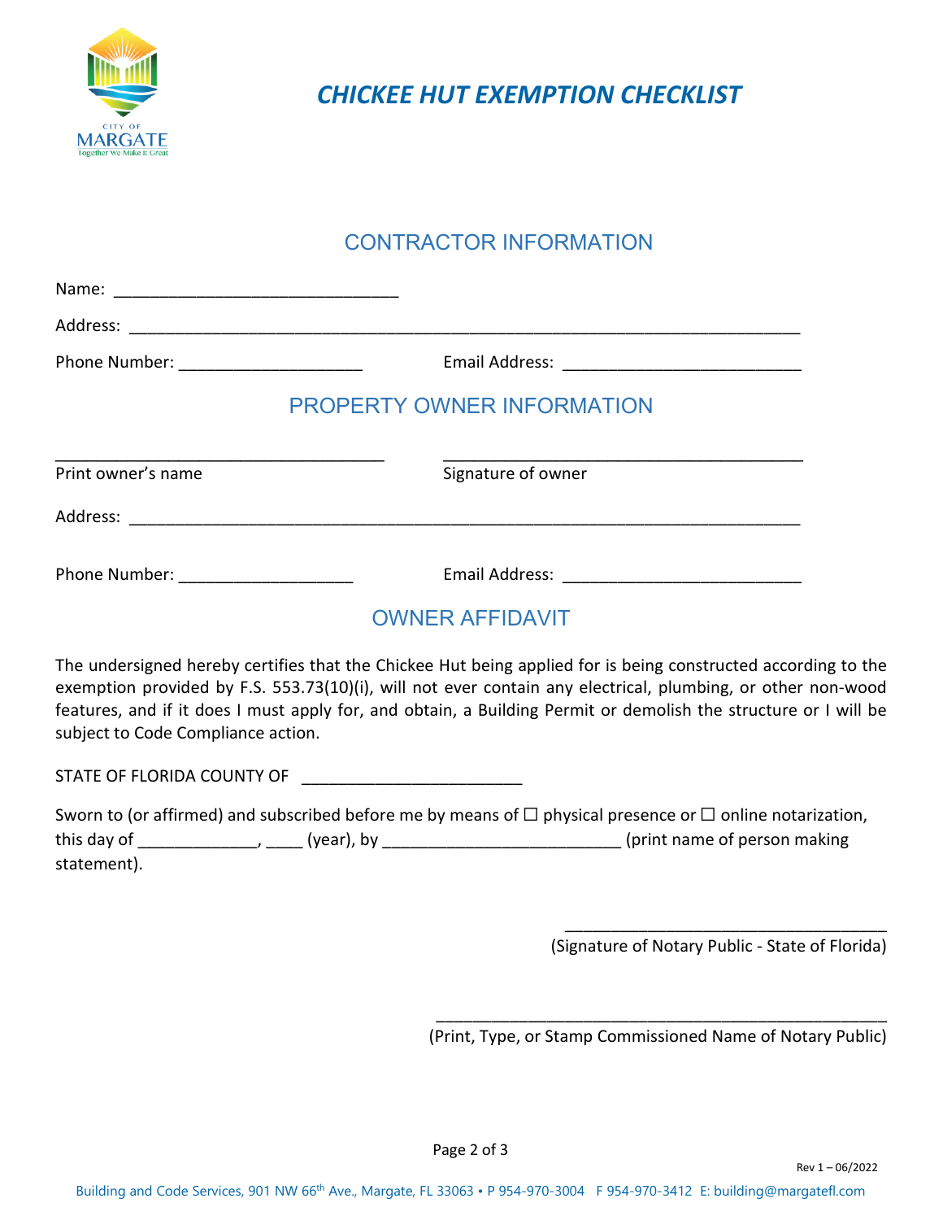# CHICKEE HUT EXEMPTION CHECKLIST

## CONTRACTOR INFORMATION

Name: ______________________________

Address: ______________________________________________________________________

Phone Number: ___________________ Email Address: _________________________

## PROPERTY OWNER INFORMATION

_________________________________ _____________________________________

Print owner's name Signature of owner

Address: ______________________________________________________________________

Phone Number: __________________ Email Address: _________________________

## OWNER AFFIDAVIT

The undersigned hereby certifies that the Chickee Hut being applied for is being constructed according to the exemption provided by F.S. 553.73(10)(i), will not ever contain any electrical, plumbing, or other non-wood features, and if it does I must apply for, and obtain, a Building Permit or demolish the structure or I will be subject to Code Compliance action.

STATE OF FLORIDA COUNTY OF _______________________

Sworn to (or affirmed) and subscribed before me by means of ☐ physical presence or ☐ online notarization, this day of ____________, ____ (year), by _________________________ (print name of person making statement).

_________________________________

(Signature of Notary Public - State of Florida)

_______________________________________________

(Print, Type, or Stamp Commissioned Name of Notary Public)

Rev 1 – 06/2022

Building and Code Services, 901 NW 66th Ave., Margate, FL 33063 • P 954-970-3004 F 954-970-3412 E: building@margatefl.com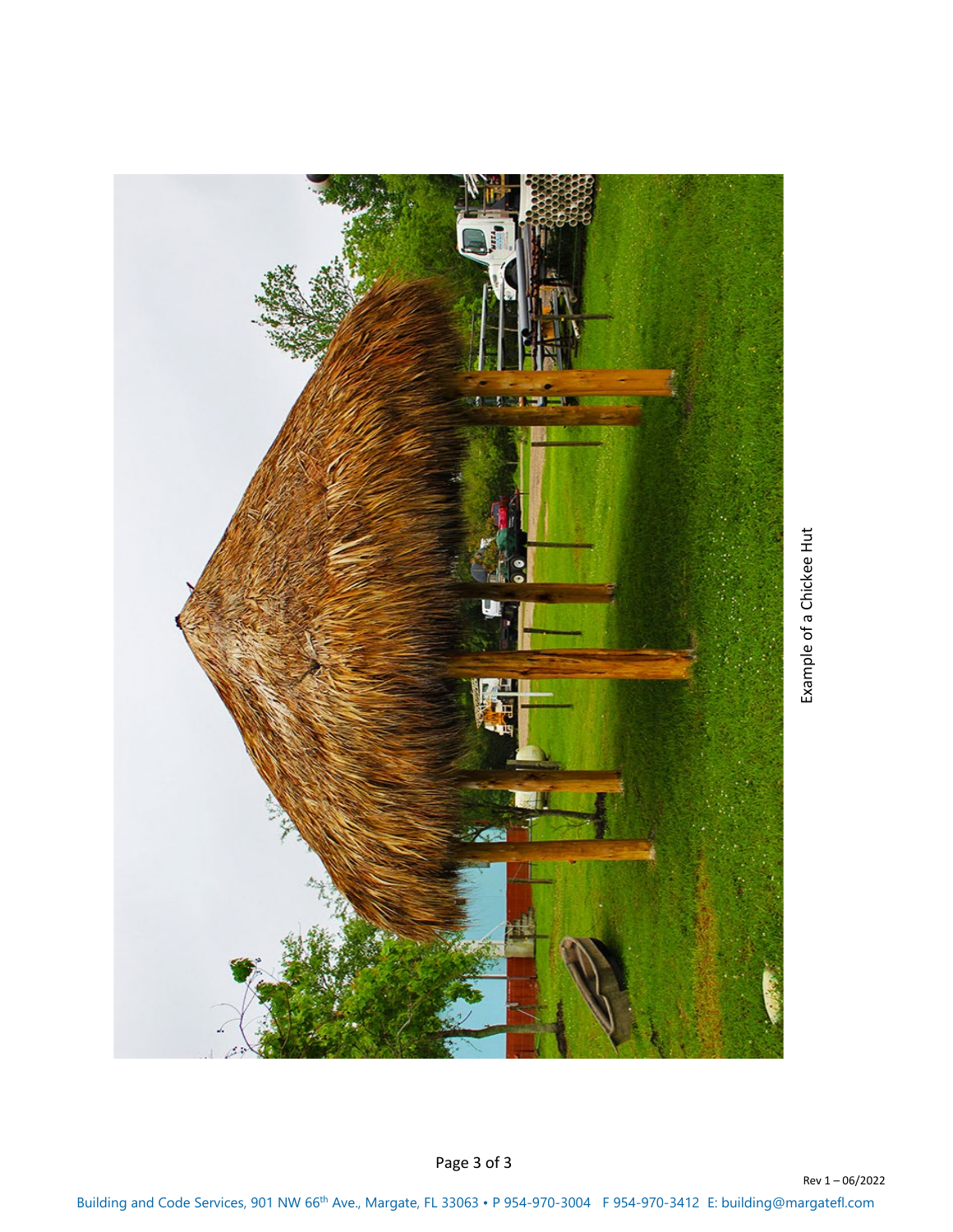Example of a Chickee Hut

Rev 1 – 06/2022